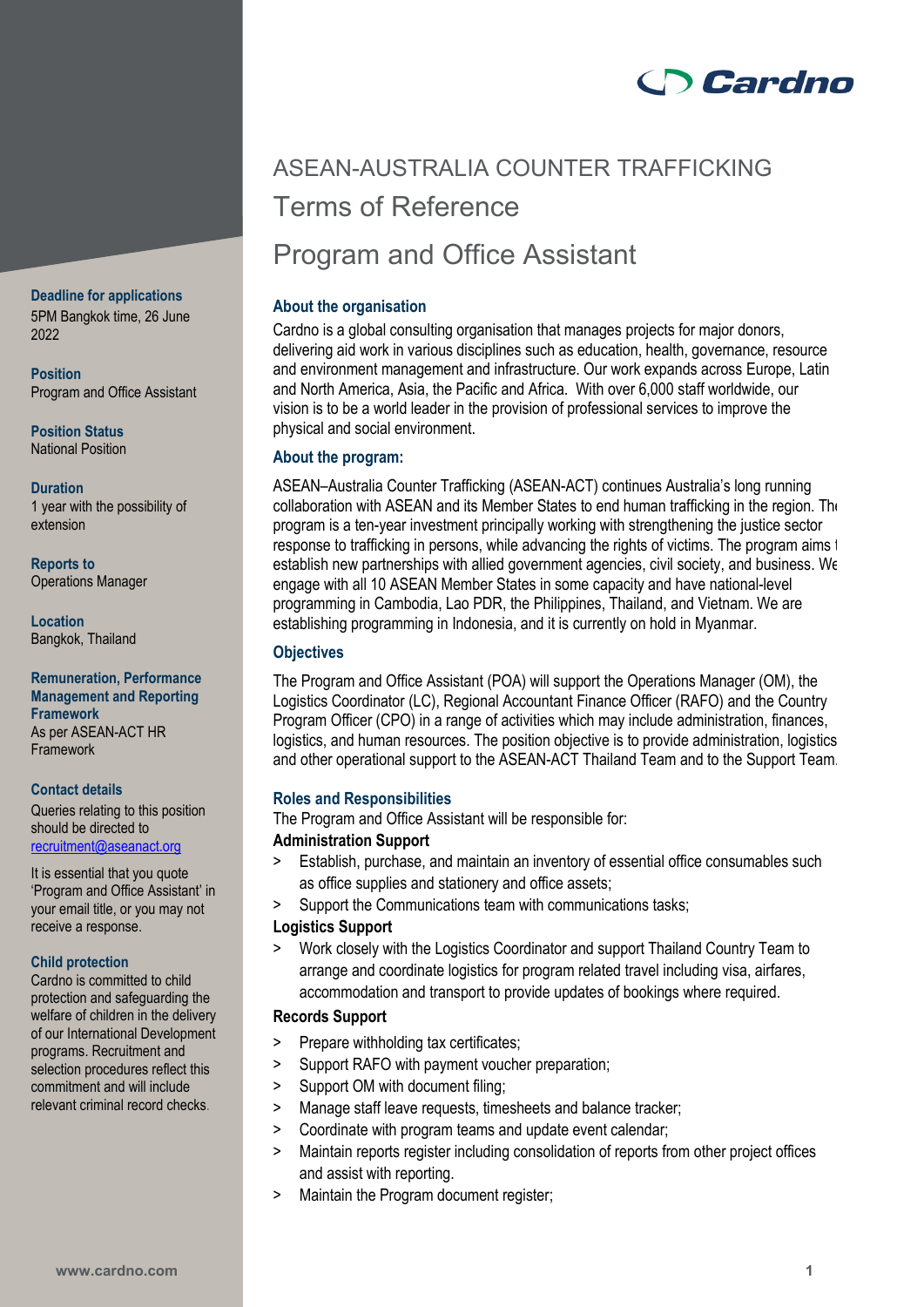# ASEAN-AUSTRALIA COUNTER TRAFFICKING

## Terms of Reference

## Program and Office Assistant

**Deadline for applications**
5PM Bangkok time, 26 June 2022

**Position**
Program and Office Assistant

**Position Status**
National Position

**Duration**
1 year with the possibility of extension

**Reports to**
Operations Manager

**Location**
Bangkok, Thailand

**Remuneration, Performance Management and Reporting Framework**
As per ASEAN-ACT HR Framework

**Contact details**
Queries relating to this position should be directed to recruitment@aseanact.org

It is essential that you quote 'Program and Office Assistant' in your email title, or you may not receive a response.

**Child protection**
Cardno is committed to child protection and safeguarding the welfare of children in the delivery of our International Development programs. Recruitment and selection procedures reflect this commitment and will include relevant criminal record checks.

### About the organisation

Cardno is a global consulting organisation that manages projects for major donors, delivering aid work in various disciplines such as education, health, governance, resource and environment management and infrastructure. Our work expands across Europe, Latin and North America, Asia, the Pacific and Africa. With over 6,000 staff worldwide, our vision is to be a world leader in the provision of professional services to improve the physical and social environment.

### About the program:

ASEAN–Australia Counter Trafficking (ASEAN-ACT) continues Australia's long running collaboration with ASEAN and its Member States to end human trafficking in the region. The program is a ten-year investment principally working with strengthening the justice sector response to trafficking in persons, while advancing the rights of victims. The program aims to establish new partnerships with allied government agencies, civil society, and business. We engage with all 10 ASEAN Member States in some capacity and have national-level programming in Cambodia, Lao PDR, the Philippines, Thailand, and Vietnam. We are establishing programming in Indonesia, and it is currently on hold in Myanmar.

### Objectives

The Program and Office Assistant (POA) will support the Operations Manager (OM), the Logistics Coordinator (LC), Regional Accountant Finance Officer (RAFO) and the Country Program Officer (CPO) in a range of activities which may include administration, finances, logistics, and human resources. The position objective is to provide administration, logistics and other operational support to the ASEAN-ACT Thailand Team and to the Support Team.

### Roles and Responsibilities

The Program and Office Assistant will be responsible for:

**Administration Support**

> Establish, purchase, and maintain an inventory of essential office consumables such as office supplies and stationery and office assets;
> Support the Communications team with communications tasks;

**Logistics Support**

> Work closely with the Logistics Coordinator and support Thailand Country Team to arrange and coordinate logistics for program related travel including visa, airfares, accommodation and transport to provide updates of bookings where required.

**Records Support**

> Prepare withholding tax certificates;
> Support RAFO with payment voucher preparation;
> Support OM with document filing;
> Manage staff leave requests, timesheets and balance tracker;
> Coordinate with program teams and update event calendar;
> Maintain reports register including consolidation of reports from other project offices and assist with reporting.
> Maintain the Program document register;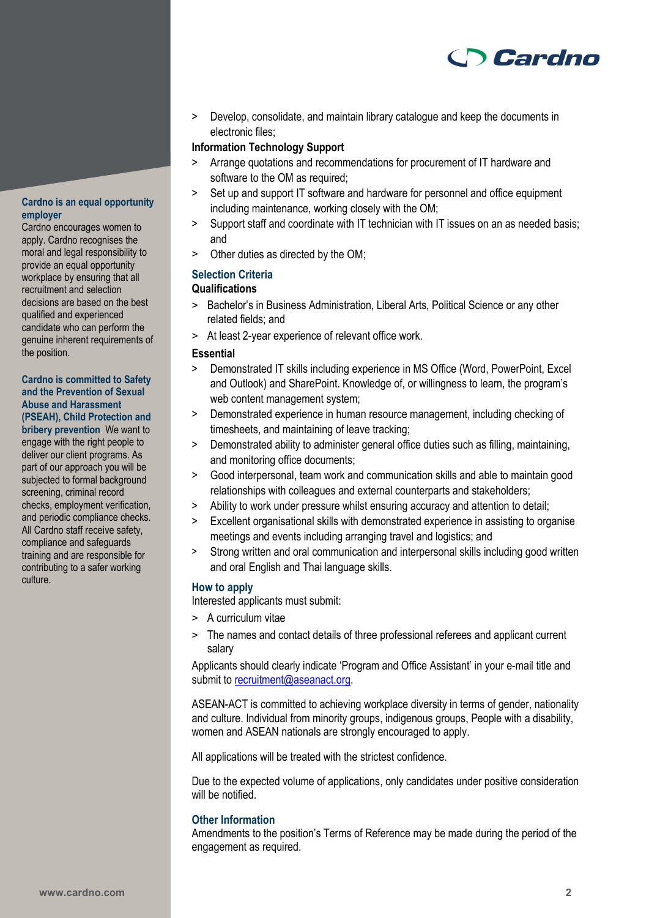**Cardno is an equal opportunity employer**
Cardno encourages women to apply. Cardno recognises the moral and legal responsibility to provide an equal opportunity workplace by ensuring that all recruitment and selection decisions are based on the best qualified and experienced candidate who can perform the genuine inherent requirements of the position.

**Cardno is committed to Safety and the Prevention of Sexual Abuse and Harassment (PSEAH), Child Protection and bribery prevention** We want to engage with the right people to deliver our client programs. As part of our approach you will be subjected to formal background screening, criminal record checks, employment verification, and periodic compliance checks. All Cardno staff receive safety, compliance and safeguards training and are responsible for contributing to a safer working culture.

> Develop, consolidate, and maintain library catalogue and keep the documents in electronic files;

**Information Technology Support**

> Arrange quotations and recommendations for procurement of IT hardware and software to the OM as required;
> Set up and support IT software and hardware for personnel and office equipment including maintenance, working closely with the OM;
> Support staff and coordinate with IT technician with IT issues on an as needed basis; and
> Other duties as directed by the OM;

## Selection Criteria

**Qualifications**

> Bachelor's in Business Administration, Liberal Arts, Political Science or any other related fields; and
> At least 2-year experience of relevant office work.

**Essential**

> Demonstrated IT skills including experience in MS Office (Word, PowerPoint, Excel and Outlook) and SharePoint. Knowledge of, or willingness to learn, the program's web content management system;
> Demonstrated experience in human resource management, including checking of timesheets, and maintaining of leave tracking;
> Demonstrated ability to administer general office duties such as filling, maintaining, and monitoring office documents;
> Good interpersonal, team work and communication skills and able to maintain good relationships with colleagues and external counterparts and stakeholders;
> Ability to work under pressure whilst ensuring accuracy and attention to detail;
> Excellent organisational skills with demonstrated experience in assisting to organise meetings and events including arranging travel and logistics; and
> Strong written and oral communication and interpersonal skills including good written and oral English and Thai language skills.

## How to apply

Interested applicants must submit:

> A curriculum vitae
> The names and contact details of three professional referees and applicant current salary

Applicants should clearly indicate 'Program and Office Assistant' in your e-mail title and submit to recruitment@aseanact.org.

ASEAN-ACT is committed to achieving workplace diversity in terms of gender, nationality and culture. Individual from minority groups, indigenous groups, People with a disability, women and ASEAN nationals are strongly encouraged to apply.

All applications will be treated with the strictest confidence.

Due to the expected volume of applications, only candidates under positive consideration will be notified.

## Other Information

Amendments to the position's Terms of Reference may be made during the period of the engagement as required.